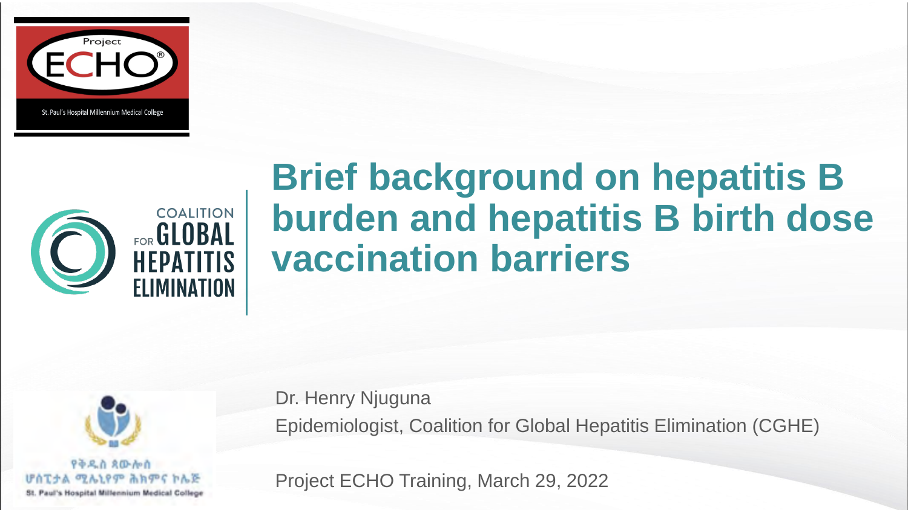Project ECHO

St. Paul's Hospital Millennium Medical College

COALITION FOR GLOBAL HEPATITIS ELIMINATION

# Brief background on hepatitis B burden and hepatitis B birth dose vaccination barriers

Dr. Henry Njuguna

Epidemiologist, Coalition for Global Hepatitis Elimination (CGHE)

Project ECHO Training, March 29, 2022

St. Paul's Hospital Millennium Medical College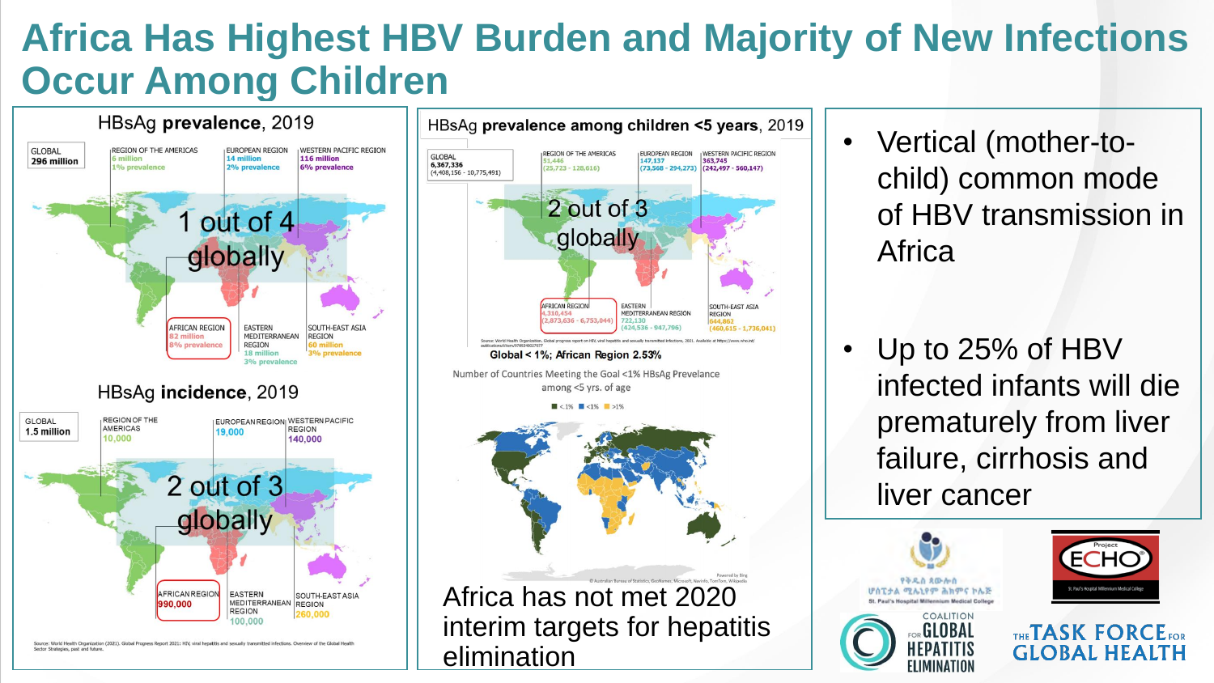# Africa Has Highest HBV Burden and Majority of New Infections Occur Among Children

## HBsAg **prevalence**, 2019

GLOBAL
296 million

REGION OF THE AMERICAS
6 million
1% prevalence

EUROPEAN REGION
14 million
2% prevalence

WESTERN PACIFIC REGION
116 million
6% prevalence

1 out of 4 globally

AFRICAN REGION
82 million
8% prevalence

EASTERN MEDITERRANEAN REGION
18 million
3% prevalence

SOUTH-EAST ASIA REGION
60 million
3% prevalence

## HBsAg **incidence**, 2019

GLOBAL
1.5 million

REGION OF THE AMERICAS
10,000

EUROPEAN REGION
19,000

WESTERN PACIFIC REGION
140,000

2 out of 3 globally

AFRICAN REGION
990,000

EASTERN MEDITERRANEAN REGION
100,000

SOUTH-EAST ASIA REGION
260,000

Source: World Health Organization (2021). Global Progress Report 2021: HIV, viral hepatitis and sexually transmitted infections. Overview of the Global Health Sector Strategies, past and future.

## HBsAg **prevalence among children <5 years**, 2019

GLOBAL
6,367,336
(4,408,156 - 10,775,491)

REGION OF THE AMERICAS
51,446
(25,723 - 128,616)

EUROPEAN REGION
147,137
(73,568 - 294,273)

WESTERN PACIFIC REGION
363,745
(242,497 - 560,147)

2 out of 3 globally

AFRICAN REGION
4,310,454
(2,873,636 - 6,753,044)

EASTERN MEDITERRANEAN REGION
722,130
(424,536 - 947,796)

SOUTH-EAST ASIA REGION
644,862
(460,615 - 1,736,041)

Source: World Health Organization. Global progress report on HIV, viral hepatitis and sexually transmitted infections, 2021. Available at https://www.who.int/publications/i/item/9789240027077

Global < 1%; African Region 2.53%

Number of Countries Meeting the Goal <1% HBsAg Prevelance among <5 yrs. of age

■ <.1% ■ <1% ■ >1%

Africa has not met 2020 interim targets for hepatitis elimination

- Vertical (mother-to-child) common mode of HBV transmission in Africa
- Up to 25% of HBV infected infants will die prematurely from liver failure, cirrhosis and liver cancer

St. Paul's Hospital Millennium Medical College | Project ECHO | Coalition for Global Hepatitis Elimination | The Task Force for Global Health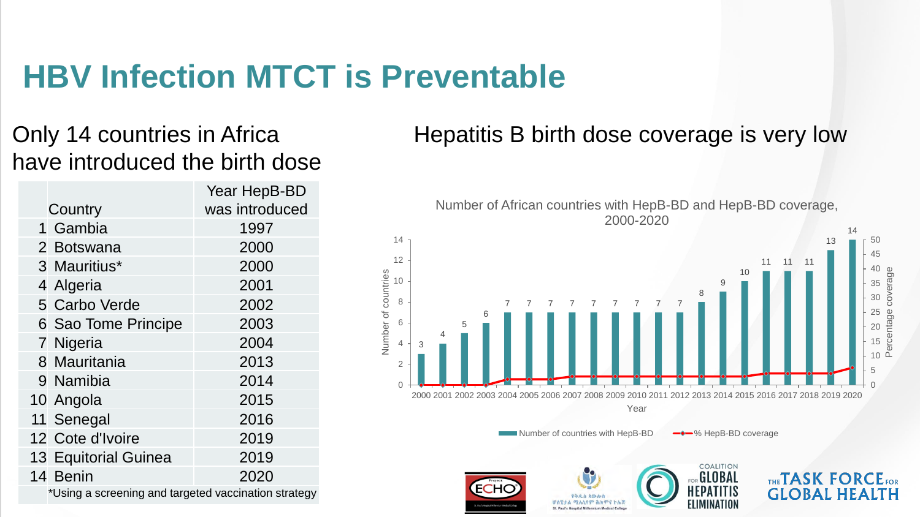# HBV Infection MTCT is Preventable

## Only 14 countries in Africa have introduced the birth dose

| | Country | Year HepB-BD was introduced |
|---|---|---|
| 1 | Gambia | 1997 |
| 2 | Botswana | 2000 |
| 3 | Mauritius* | 2000 |
| 4 | Algeria | 2001 |
| 5 | Carbo Verde | 2002 |
| 6 | Sao Tome Principe | 2003 |
| 7 | Nigeria | 2004 |
| 8 | Mauritania | 2013 |
| 9 | Namibia | 2014 |
| 10 | Angola | 2015 |
| 11 | Senegal | 2016 |
| 12 | Cote d'Ivoire | 2019 |
| 13 | Equitorial Guinea | 2019 |
| 14 | Benin | 2020 |

*Using a screening and targeted vaccination strategy

## Hepatitis B birth dose coverage is very low

Number of African countries with HepB-BD and HepB-BD coverage, 2000-2020

| Year | Number of countries with HepB-BD |
|---|---|
| 2000 | 3 |
| 2001 | 4 |
| 2002 | 5 |
| 2003 | 6 |
| 2004 | 7 |
| 2005 | 7 |
| 2006 | 7 |
| 2007 | 7 |
| 2008 | 7 |
| 2009 | 7 |
| 2010 | 7 |
| 2011 | 7 |
| 2012 | 7 |
| 2013 | 8 |
| 2014 | 9 |
| 2015 | 10 |
| 2016 | 11 |
| 2017 | 11 |
| 2018 | 11 |
| 2019 | 13 |
| 2020 | 14 |

Legend: Number of countries with HepB-BD; % HepB-BD coverage

Y-axes: Number of countries (0–14); Percentage coverage (0–50). X-axis: Year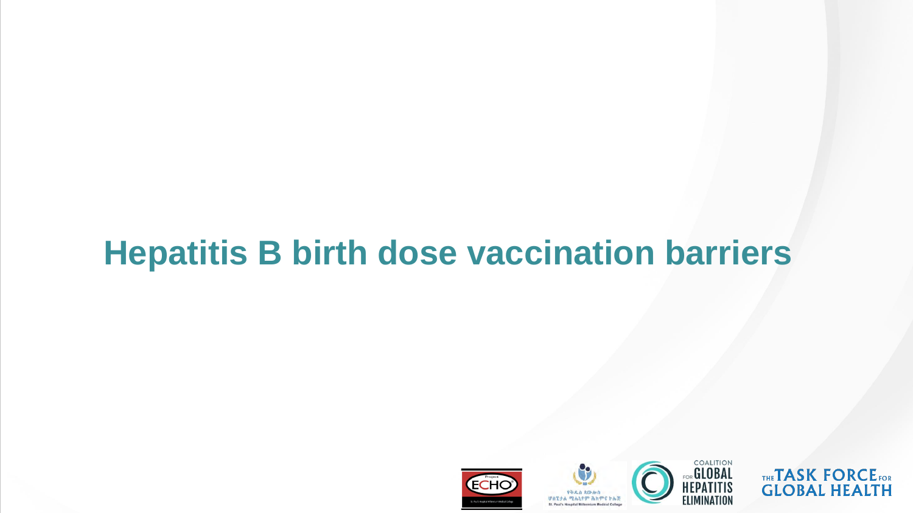# Hepatitis B birth dose vaccination barriers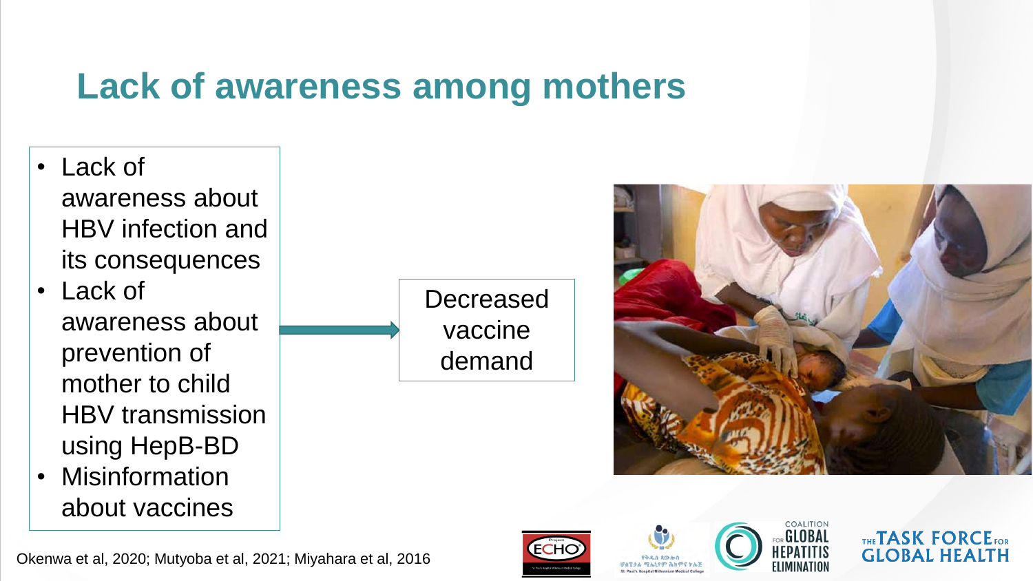# Lack of awareness among mothers

- Lack of awareness about HBV infection and its consequences
- Lack of awareness about prevention of mother to child HBV transmission using HepB-BD
- Misinformation about vaccines

→ Decreased vaccine demand

Okenwa et al, 2020; Mutyoba et al, 2021; Miyahara et al, 2016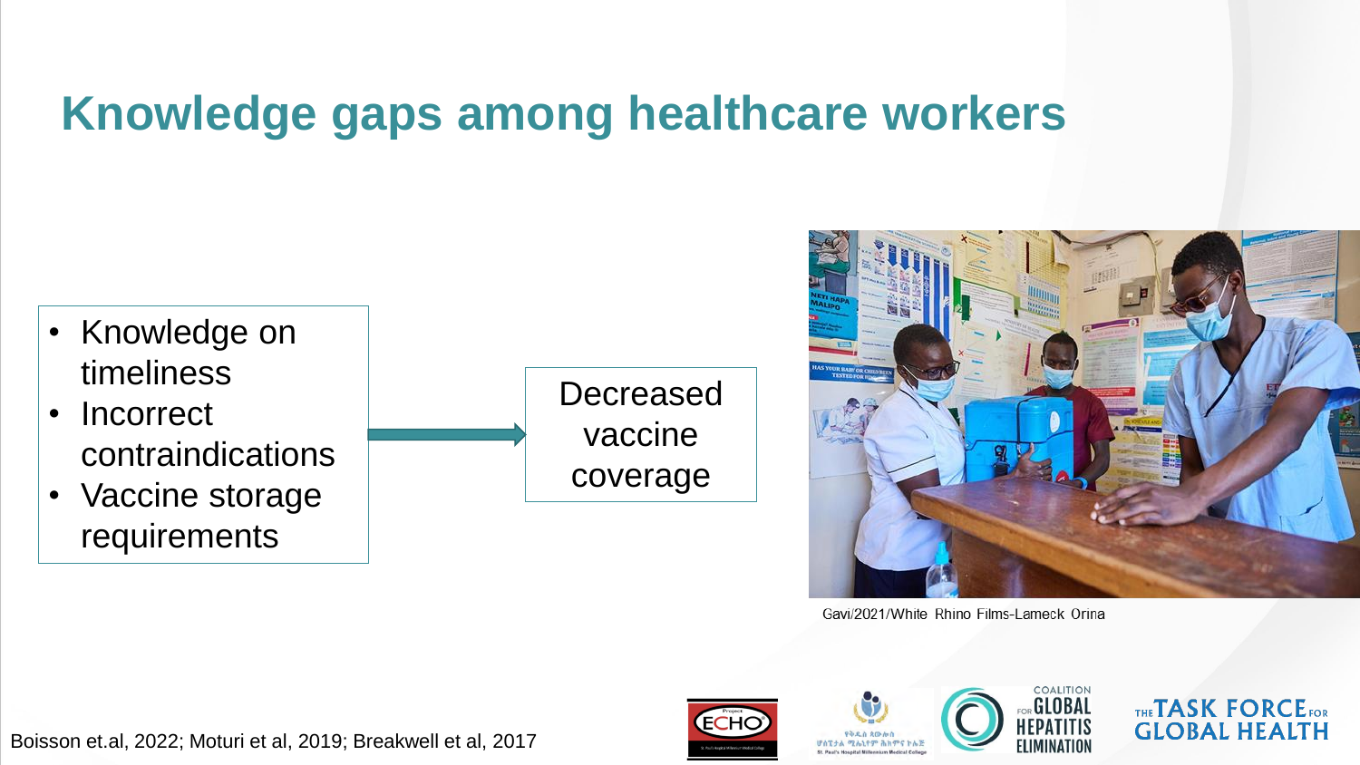# Knowledge gaps among healthcare workers

- Knowledge on timeliness
- Incorrect contraindications
- Vaccine storage requirements

→ Decreased vaccine coverage

Gavi/2021/White Rhino Films-Lameck Orina

Boisson et.al, 2022; Moturi et al, 2019; Breakwell et al, 2017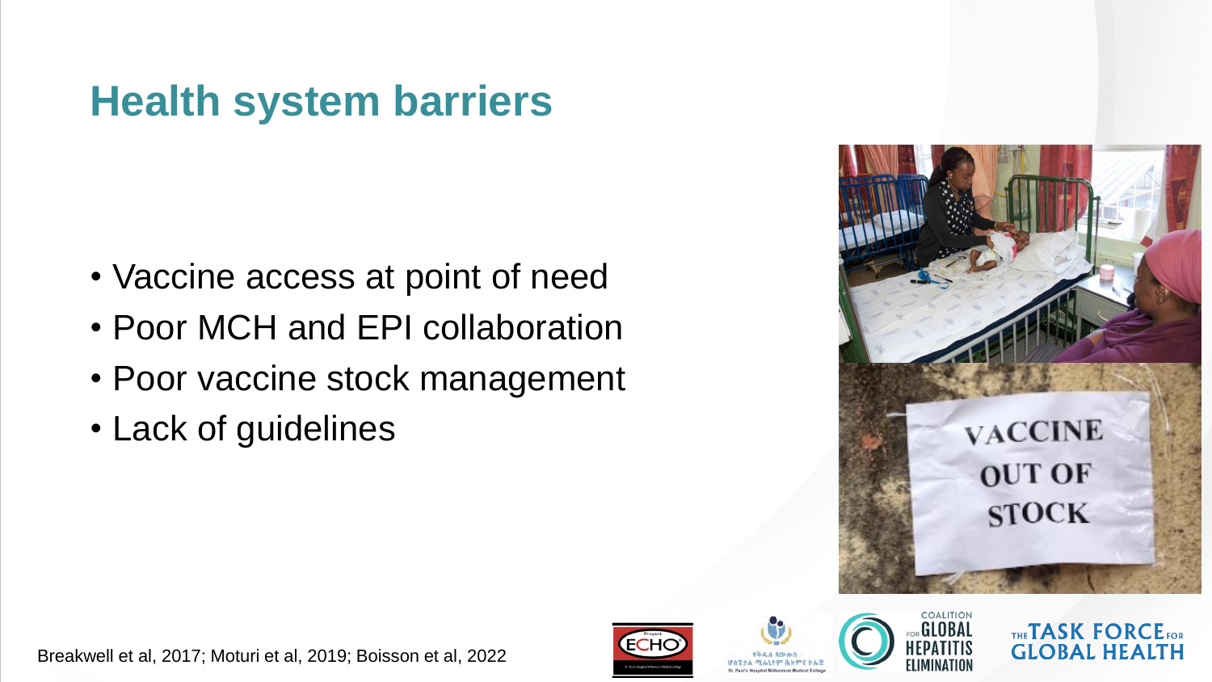# Health system barriers

- Vaccine access at point of need
- Poor MCH and EPI collaboration
- Poor vaccine stock management
- Lack of guidelines

Breakwell et al, 2017; Moturi et al, 2019; Boisson et al, 2022